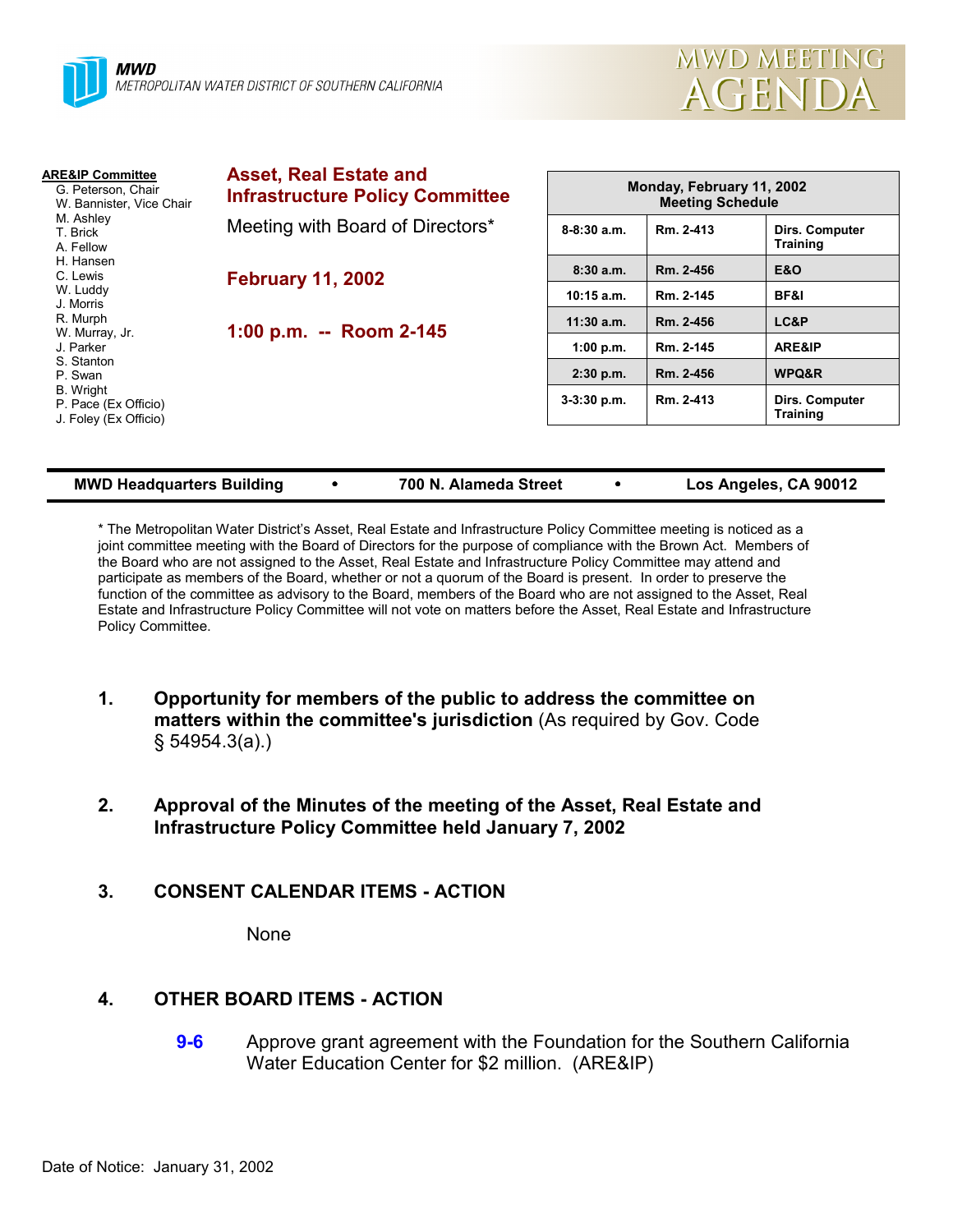**MWD**
METROPOLITAN WATER DISTRICT OF SOUTHERN CALIFORNIA

# MWD MEETING AGENDA

**ARE&IP Committee**
- G. Peterson, Chair
- W. Bannister, Vice Chair
- M. Ashley
- T. Brick
- A. Fellow
- H. Hansen
- C. Lewis
- W. Luddy
- J. Morris
- R. Murph
- W. Murray, Jr.
- J. Parker
- S. Stanton
- P. Swan
- B. Wright
- P. Pace (Ex Officio)
- J. Foley (Ex Officio)

## Asset, Real Estate and Infrastructure Policy Committee

Meeting with Board of Directors*

**February 11, 2002**

**1:00 p.m. -- Room 2-145**

| Monday, February 11, 2002 Meeting Schedule | | |
|---|---|---|
| 8-8:30 a.m. | Rm. 2-413 | Dirs. Computer Training |
| 8:30 a.m. | Rm. 2-456 | E&O |
| 10:15 a.m. | Rm. 2-145 | BF&I |
| 11:30 a.m. | Rm. 2-456 | LC&P |
| 1:00 p.m. | Rm. 2-145 | ARE&IP |
| 2:30 p.m. | Rm. 2-456 | WPQ&R |
| 3-3:30 p.m. | Rm. 2-413 | Dirs. Computer Training |

**MWD Headquarters Building • 700 N. Alameda Street • Los Angeles, CA 90012**

* The Metropolitan Water District's Asset, Real Estate and Infrastructure Policy Committee meeting is noticed as a joint committee meeting with the Board of Directors for the purpose of compliance with the Brown Act. Members of the Board who are not assigned to the Asset, Real Estate and Infrastructure Policy Committee may attend and participate as members of the Board, whether or not a quorum of the Board is present. In order to preserve the function of the committee as advisory to the Board, members of the Board who are not assigned to the Asset, Real Estate and Infrastructure Policy Committee will not vote on matters before the Asset, Real Estate and Infrastructure Policy Committee.

1. **Opportunity for members of the public to address the committee on matters within the committee's jurisdiction** (As required by Gov. Code § 54954.3(a).)

2. **Approval of the Minutes of the meeting of the Asset, Real Estate and Infrastructure Policy Committee held January 7, 2002**

3. **CONSENT CALENDAR ITEMS - ACTION**

   None

4. **OTHER BOARD ITEMS - ACTION**

   **9-6** Approve grant agreement with the Foundation for the Southern California Water Education Center for $2 million. (ARE&IP)

Date of Notice: January 31, 2002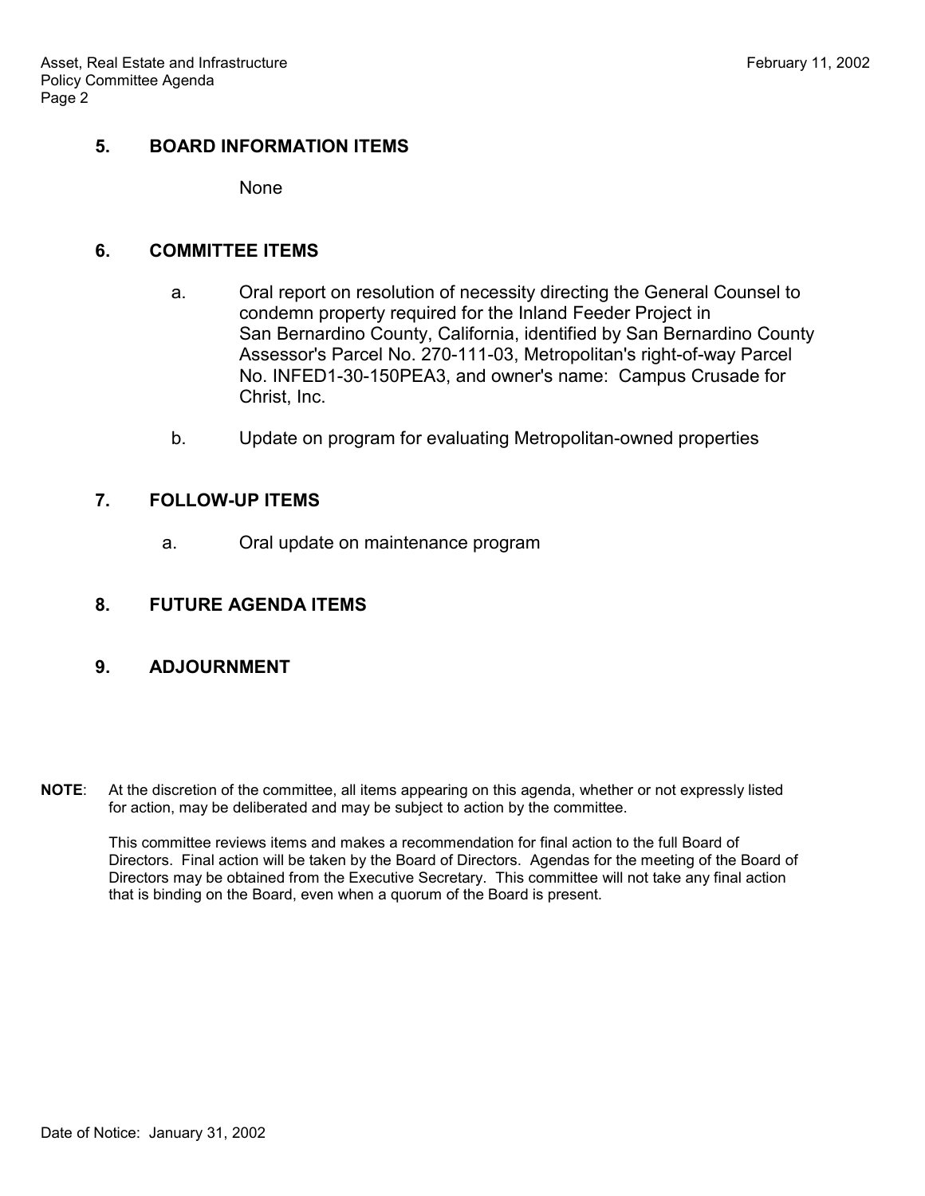**5. BOARD INFORMATION ITEMS**

None

**6. COMMITTEE ITEMS**

a. Oral report on resolution of necessity directing the General Counsel to condemn property required for the Inland Feeder Project in San Bernardino County, California, identified by San Bernardino County Assessor's Parcel No. 270-111-03, Metropolitan's right-of-way Parcel No. INFED1-30-150PEA3, and owner's name: Campus Crusade for Christ, Inc.

b. Update on program for evaluating Metropolitan-owned properties

**7. FOLLOW-UP ITEMS**

a. Oral update on maintenance program

**8. FUTURE AGENDA ITEMS**

**9. ADJOURNMENT**

**NOTE**: At the discretion of the committee, all items appearing on this agenda, whether or not expressly listed for action, may be deliberated and may be subject to action by the committee.

This committee reviews items and makes a recommendation for final action to the full Board of Directors. Final action will be taken by the Board of Directors. Agendas for the meeting of the Board of Directors may be obtained from the Executive Secretary. This committee will not take any final action that is binding on the Board, even when a quorum of the Board is present.

Date of Notice: January 31, 2002